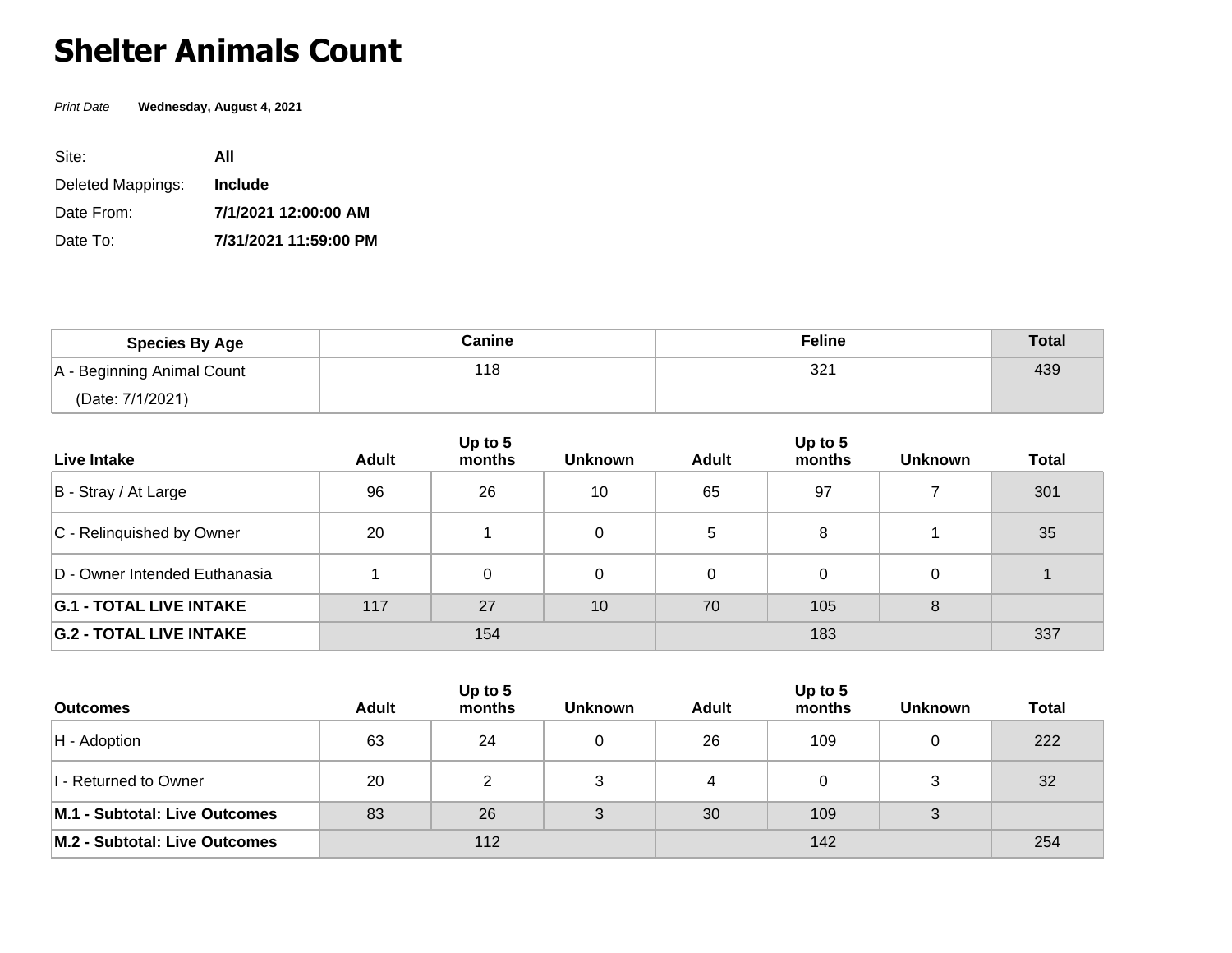# Shelter Animals Count

*Print Date* **Wednesday, August 4, 2021**

| | |
|---|---|
| Site: | **All** |
| Deleted Mappings: | **Include** |
| Date From: | **7/1/2021 12:00:00 AM** |
| Date To: | **7/31/2021 11:59:00 PM** |

---

| Species By Age | Canine | | | Feline | | | Total |
|---|---|---|---|---|---|---|---|
| A - Beginning Animal Count (Date: 7/1/2021) | 118 | | | 321 | | | 439 |
| **Live Intake** | **Adult** | **Up to 5 months** | **Unknown** | **Adult** | **Up to 5 months** | **Unknown** | **Total** |
| B - Stray / At Large | 96 | 26 | 10 | 65 | 97 | 7 | 301 |
| C - Relinquished by Owner | 20 | 1 | 0 | 5 | 8 | 1 | 35 |
| D - Owner Intended Euthanasia | 1 | 0 | 0 | 0 | 0 | 0 | 1 |
| **G.1 - TOTAL LIVE INTAKE** | 117 | 27 | 10 | 70 | 105 | 8 | |
| **G.2 - TOTAL LIVE INTAKE** | 154 | | | 183 | | | 337 |
| **Outcomes** | **Adult** | **Up to 5 months** | **Unknown** | **Adult** | **Up to 5 months** | **Unknown** | **Total** |
| H - Adoption | 63 | 24 | 0 | 26 | 109 | 0 | 222 |
| I - Returned to Owner | 20 | 2 | 3 | 4 | 0 | 3 | 32 |
| **M.1 - Subtotal: Live Outcomes** | 83 | 26 | 3 | 30 | 109 | 3 | |
| **M.2 - Subtotal: Live Outcomes** | 112 | | | 142 | | | 254 |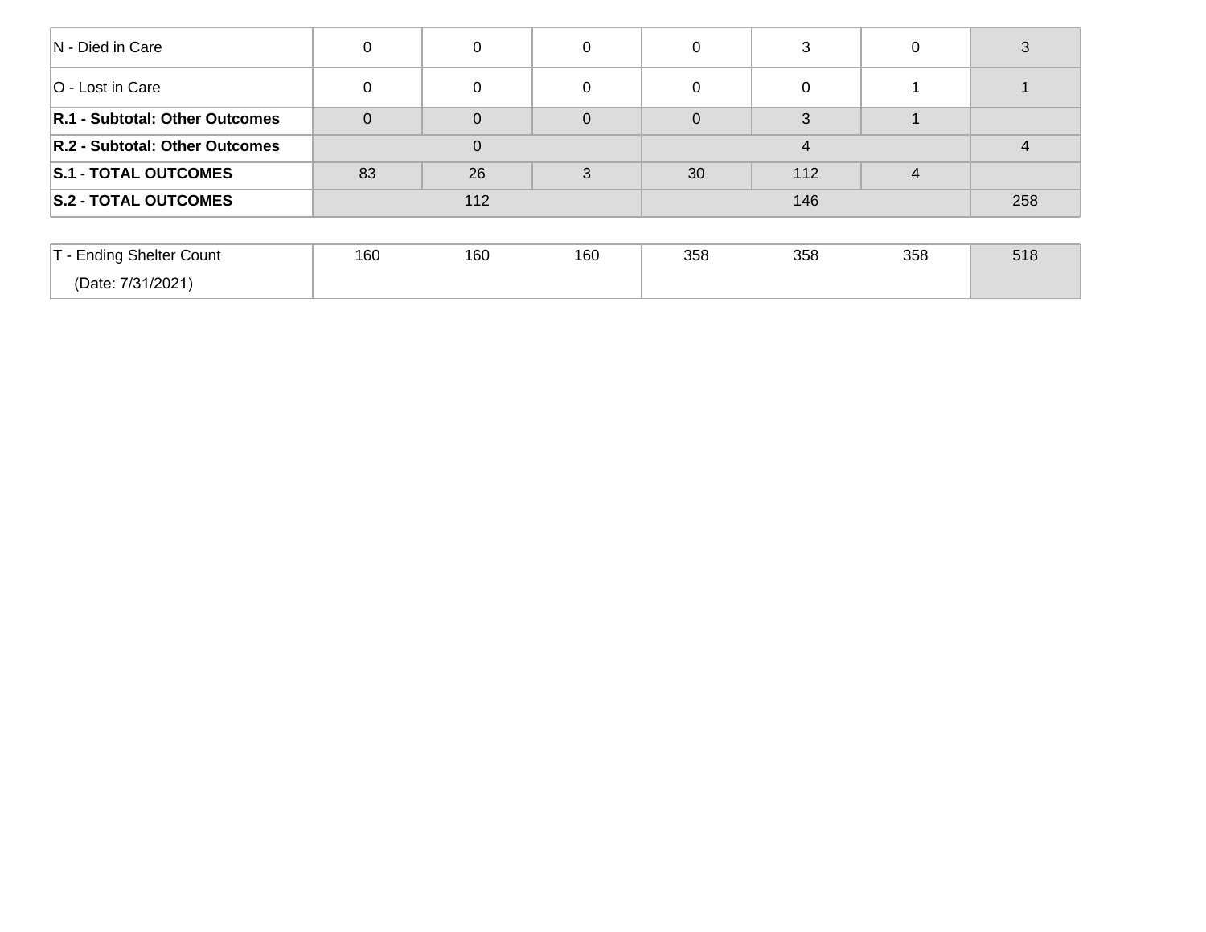| | | | | | | | |
|---|---|---|---|---|---|---|---|
| N - Died in Care | 0 | 0 | 0 | 0 | 3 | 0 | 3 |
| O - Lost in Care | 0 | 0 | 0 | 0 | 0 | 1 | 1 |
| **R.1 - Subtotal: Other Outcomes** | 0 | 0 | 0 | 0 | 3 | 1 | |
| **R.2 - Subtotal: Other Outcomes** | 0 | | | 4 | | | 4 |
| **S.1 - TOTAL OUTCOMES** | 83 | 26 | 3 | 30 | 112 | 4 | |
| **S.2 - TOTAL OUTCOMES** | 112 | | | 146 | | | 258 |

| | | | | | | | |
|---|---|---|---|---|---|---|---|
| T - Ending Shelter Count (Date: 7/31/2021) | 160 | 160 | 160 | 358 | 358 | 358 | 518 |